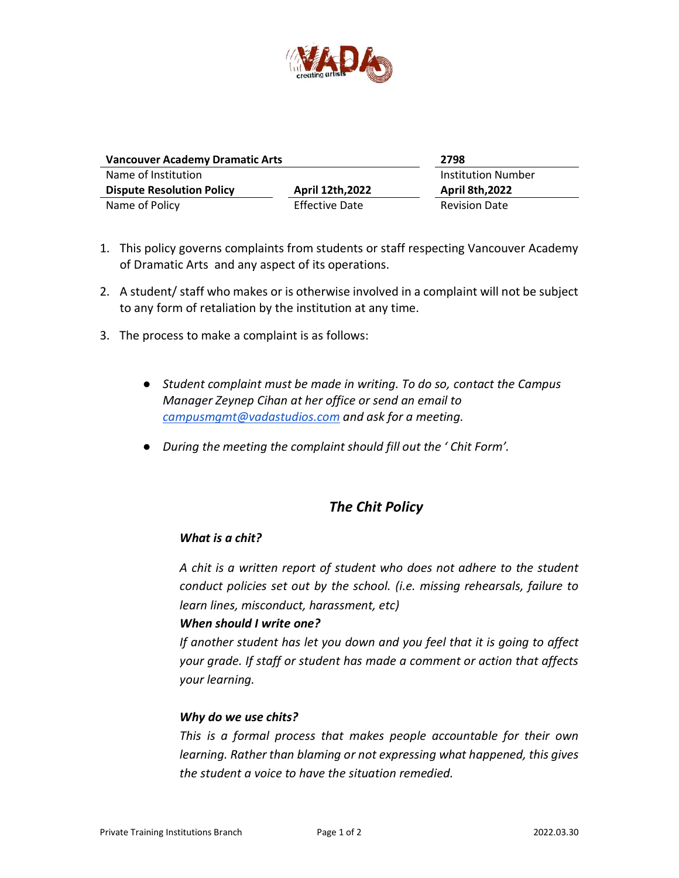| **Vancouver Academy Dramatic Arts** | | **2798** |
|---|---|---|
| Name of Institution | | Institution Number |
| **Dispute Resolution Policy** | **April 12th,2022** | **April 8th,2022** |
| Name of Policy | Effective Date | Revision Date |

1. This policy governs complaints from students or staff respecting Vancouver Academy of Dramatic Arts and any aspect of its operations.

2. A student/ staff who makes or is otherwise involved in a complaint will not be subject to any form of retaliation by the institution at any time.

3. The process to make a complaint is as follows:

   - *Student complaint must be made in writing. To do so, contact the Campus Manager Zeynep Cihan at her office or send an email to [campusmgmt@vadastudios.com](mailto:campusmgmt@vadastudios.com) and ask for a meeting.*

   - *During the meeting the complaint should fill out the ' Chit Form'.*

## *The Chit Policy*

***What is a chit?***

*A chit is a written report of student who does not adhere to the student conduct policies set out by the school. (i.e. missing rehearsals, failure to learn lines, misconduct, harassment, etc)*

***When should I write one?***

*If another student has let you down and you feel that it is going to affect your grade. If staff or student has made a comment or action that affects your learning.*

***Why do we use chits?***

*This is a formal process that makes people accountable for their own learning. Rather than blaming or not expressing what happened, this gives the student a voice to have the situation remedied.*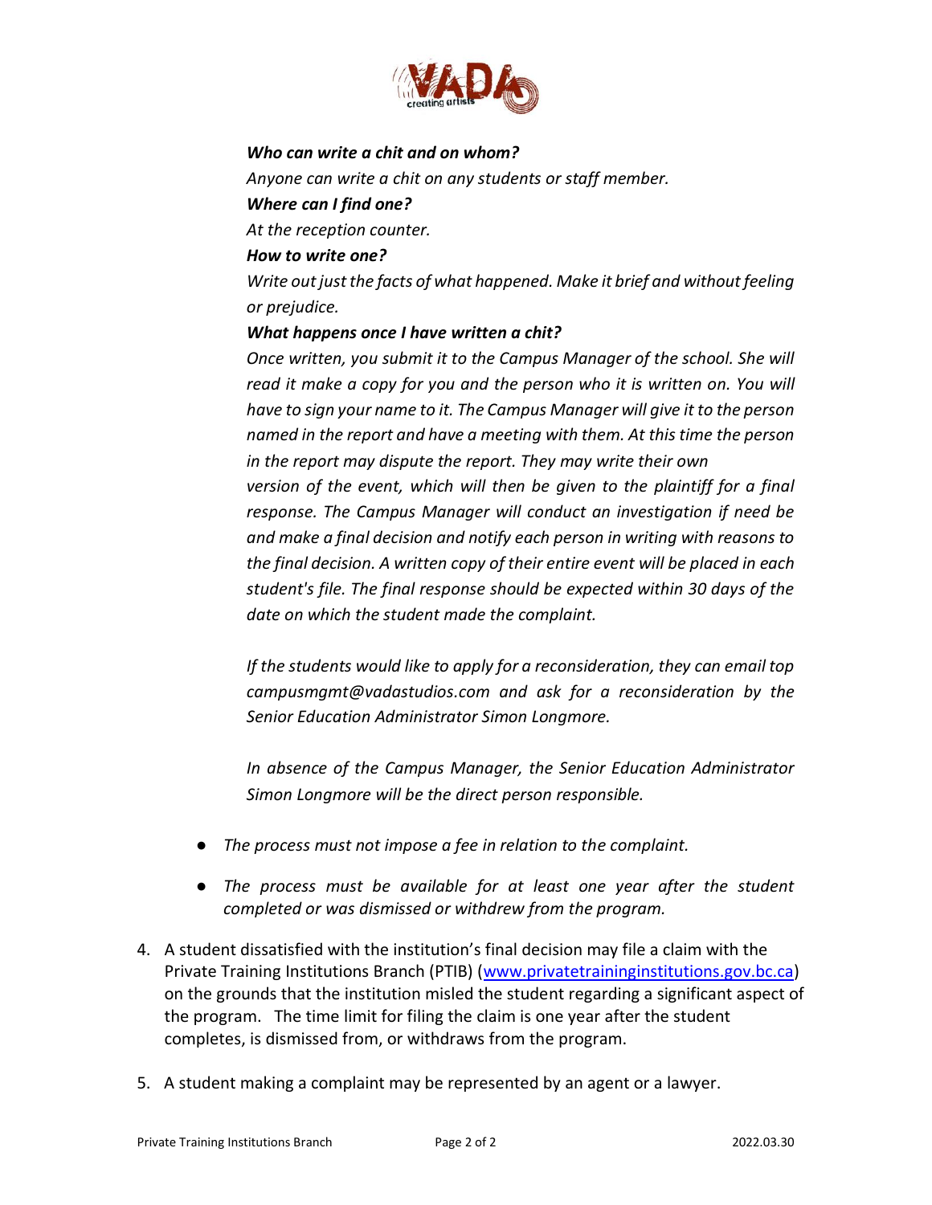***Who can write a chit and on whom?***

*Anyone can write a chit on any students or staff member.*

***Where can I find one?***

*At the reception counter.*

***How to write one?***

*Write out just the facts of what happened. Make it brief and without feeling or prejudice.*

***What happens once I have written a chit?***

*Once written, you submit it to the Campus Manager of the school. She will read it make a copy for you and the person who it is written on. You will have to sign your name to it. The Campus Manager will give it to the person named in the report and have a meeting with them. At this time the person in the report may dispute the report. They may write their own version of the event, which will then be given to the plaintiff for a final response. The Campus Manager will conduct an investigation if need be and make a final decision and notify each person in writing with reasons to the final decision. A written copy of their entire event will be placed in each student's file. The final response should be expected within 30 days of the date on which the student made the complaint.*

*If the students would like to apply for a reconsideration, they can email top campusmgmt@vadastudios.com and ask for a reconsideration by the Senior Education Administrator Simon Longmore.*

*In absence of the Campus Manager, the Senior Education Administrator Simon Longmore will be the direct person responsible.*

- *The process must not impose a fee in relation to the complaint.*
- *The process must be available for at least one year after the student completed or was dismissed or withdrew from the program.*

4. A student dissatisfied with the institution's final decision may file a claim with the Private Training Institutions Branch (PTIB) (www.privatetraininginstitutions.gov.bc.ca) on the grounds that the institution misled the student regarding a significant aspect of the program. The time limit for filing the claim is one year after the student completes, is dismissed from, or withdraws from the program.
5. A student making a complaint may be represented by an agent or a lawyer.